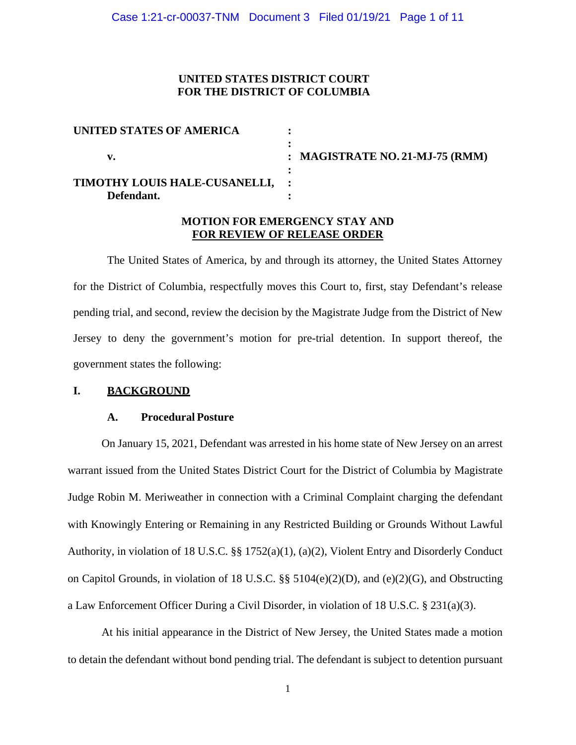**UNITED STATES DISTRICT COURT**
**FOR THE DISTRICT OF COLUMBIA**

| | | |
|---|---|---|
| **UNITED STATES OF AMERICA** | : | |
| | : | |
| **v.** | : | **MAGISTRATE NO. 21-MJ-75 (RMM)** |
| | : | |
| **TIMOTHY LOUIS HALE-CUSANELLI,** | : | |
| **Defendant.** | : | |

**MOTION FOR EMERGENCY STAY AND**
**FOR REVIEW OF RELEASE ORDER**

The United States of America, by and through its attorney, the United States Attorney for the District of Columbia, respectfully moves this Court to, first, stay Defendant's release pending trial, and second, review the decision by the Magistrate Judge from the District of New Jersey to deny the government's motion for pre-trial detention. In support thereof, the government states the following:

## I. BACKGROUND

### A. Procedural Posture

On January 15, 2021, Defendant was arrested in his home state of New Jersey on an arrest warrant issued from the United States District Court for the District of Columbia by Magistrate Judge Robin M. Meriweather in connection with a Criminal Complaint charging the defendant with Knowingly Entering or Remaining in any Restricted Building or Grounds Without Lawful Authority, in violation of 18 U.S.C. §§ 1752(a)(1), (a)(2), Violent Entry and Disorderly Conduct on Capitol Grounds, in violation of 18 U.S.C. §§ 5104(e)(2)(D), and (e)(2)(G), and Obstructing a Law Enforcement Officer During a Civil Disorder, in violation of 18 U.S.C. § 231(a)(3).

At his initial appearance in the District of New Jersey, the United States made a motion to detain the defendant without bond pending trial. The defendant is subject to detention pursuant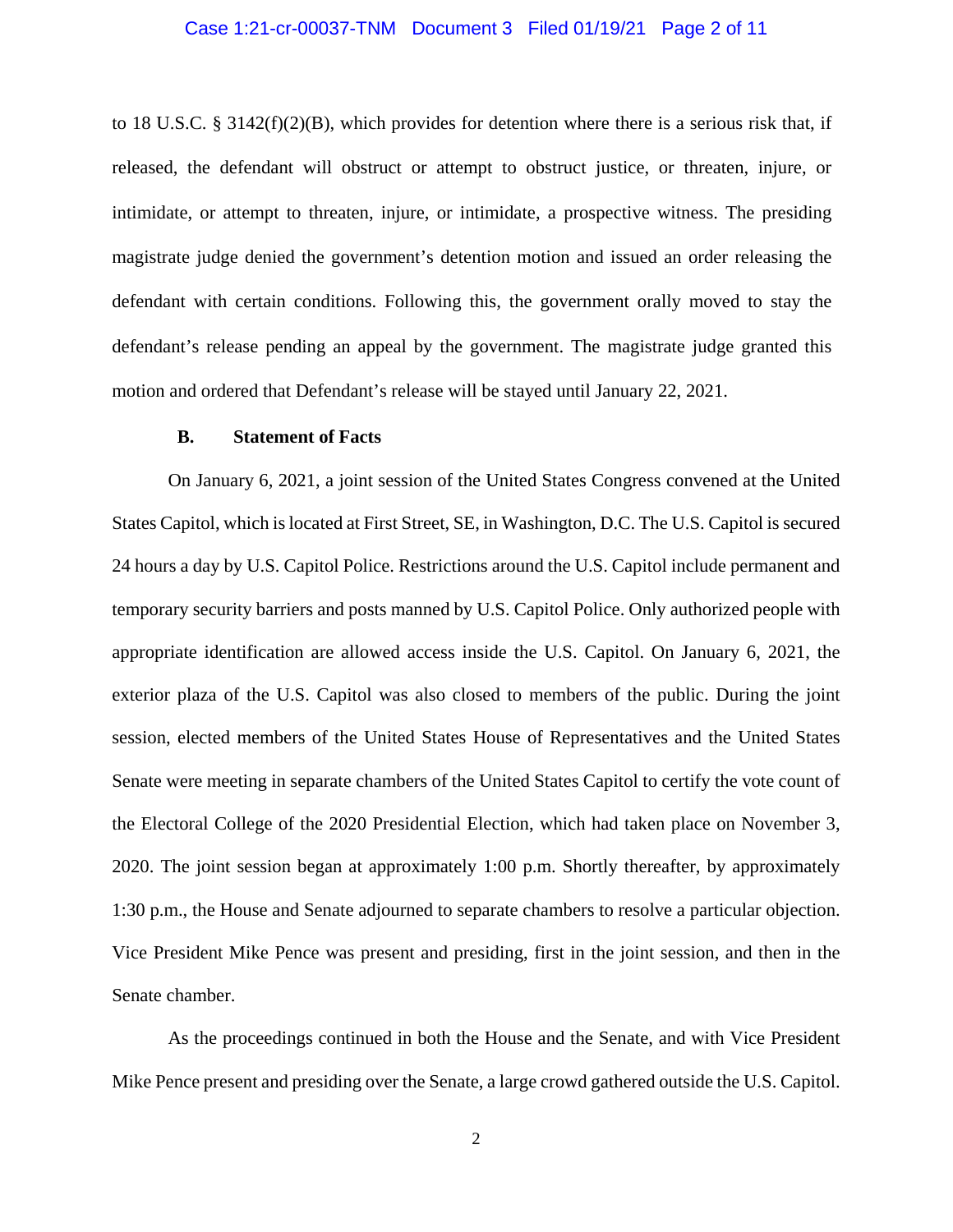to 18 U.S.C. § 3142(f)(2)(B), which provides for detention where there is a serious risk that, if released, the defendant will obstruct or attempt to obstruct justice, or threaten, injure, or intimidate, or attempt to threaten, injure, or intimidate, a prospective witness. The presiding magistrate judge denied the government's detention motion and issued an order releasing the defendant with certain conditions. Following this, the government orally moved to stay the defendant's release pending an appeal by the government. The magistrate judge granted this motion and ordered that Defendant's release will be stayed until January 22, 2021.

### B. Statement of Facts

On January 6, 2021, a joint session of the United States Congress convened at the United States Capitol, which is located at First Street, SE, in Washington, D.C. The U.S. Capitol is secured 24 hours a day by U.S. Capitol Police. Restrictions around the U.S. Capitol include permanent and temporary security barriers and posts manned by U.S. Capitol Police. Only authorized people with appropriate identification are allowed access inside the U.S. Capitol. On January 6, 2021, the exterior plaza of the U.S. Capitol was also closed to members of the public. During the joint session, elected members of the United States House of Representatives and the United States Senate were meeting in separate chambers of the United States Capitol to certify the vote count of the Electoral College of the 2020 Presidential Election, which had taken place on November 3, 2020. The joint session began at approximately 1:00 p.m. Shortly thereafter, by approximately 1:30 p.m., the House and Senate adjourned to separate chambers to resolve a particular objection. Vice President Mike Pence was present and presiding, first in the joint session, and then in the Senate chamber.

As the proceedings continued in both the House and the Senate, and with Vice President Mike Pence present and presiding over the Senate, a large crowd gathered outside the U.S. Capitol.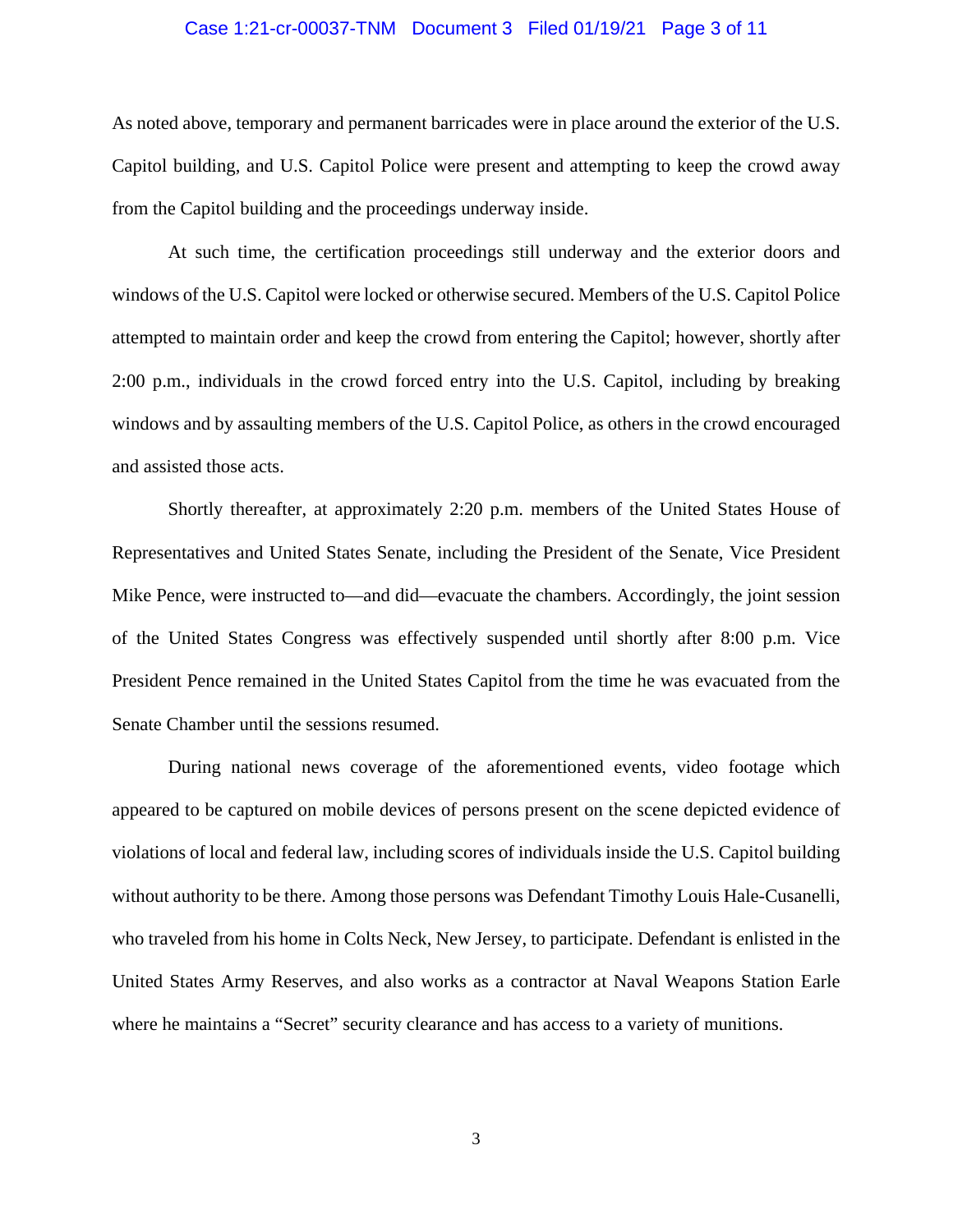As noted above, temporary and permanent barricades were in place around the exterior of the U.S. Capitol building, and U.S. Capitol Police were present and attempting to keep the crowd away from the Capitol building and the proceedings underway inside.

At such time, the certification proceedings still underway and the exterior doors and windows of the U.S. Capitol were locked or otherwise secured. Members of the U.S. Capitol Police attempted to maintain order and keep the crowd from entering the Capitol; however, shortly after 2:00 p.m., individuals in the crowd forced entry into the U.S. Capitol, including by breaking windows and by assaulting members of the U.S. Capitol Police, as others in the crowd encouraged and assisted those acts.

Shortly thereafter, at approximately 2:20 p.m. members of the United States House of Representatives and United States Senate, including the President of the Senate, Vice President Mike Pence, were instructed to—and did—evacuate the chambers. Accordingly, the joint session of the United States Congress was effectively suspended until shortly after 8:00 p.m. Vice President Pence remained in the United States Capitol from the time he was evacuated from the Senate Chamber until the sessions resumed.

During national news coverage of the aforementioned events, video footage which appeared to be captured on mobile devices of persons present on the scene depicted evidence of violations of local and federal law, including scores of individuals inside the U.S. Capitol building without authority to be there. Among those persons was Defendant Timothy Louis Hale-Cusanelli, who traveled from his home in Colts Neck, New Jersey, to participate. Defendant is enlisted in the United States Army Reserves, and also works as a contractor at Naval Weapons Station Earle where he maintains a "Secret" security clearance and has access to a variety of munitions.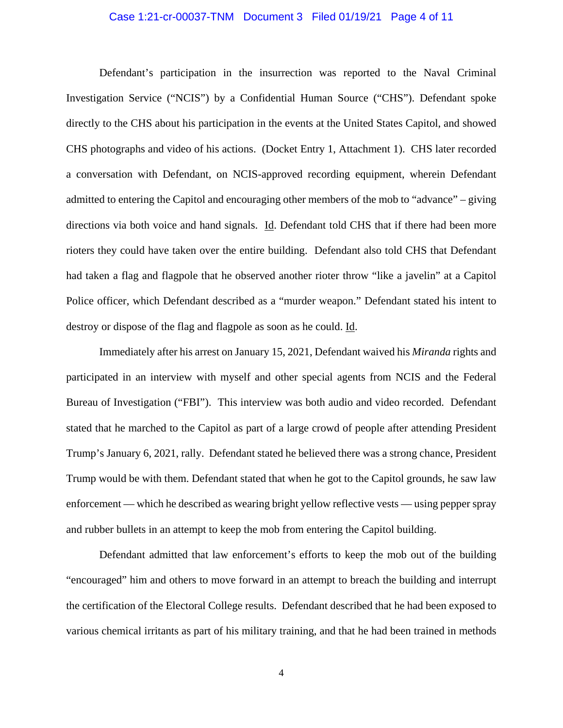Defendant's participation in the insurrection was reported to the Naval Criminal Investigation Service ("NCIS") by a Confidential Human Source ("CHS"). Defendant spoke directly to the CHS about his participation in the events at the United States Capitol, and showed CHS photographs and video of his actions. (Docket Entry 1, Attachment 1). CHS later recorded a conversation with Defendant, on NCIS-approved recording equipment, wherein Defendant admitted to entering the Capitol and encouraging other members of the mob to "advance" – giving directions via both voice and hand signals. Id. Defendant told CHS that if there had been more rioters they could have taken over the entire building. Defendant also told CHS that Defendant had taken a flag and flagpole that he observed another rioter throw "like a javelin" at a Capitol Police officer, which Defendant described as a "murder weapon." Defendant stated his intent to destroy or dispose of the flag and flagpole as soon as he could. Id.

Immediately after his arrest on January 15, 2021, Defendant waived his *Miranda* rights and participated in an interview with myself and other special agents from NCIS and the Federal Bureau of Investigation ("FBI"). This interview was both audio and video recorded. Defendant stated that he marched to the Capitol as part of a large crowd of people after attending President Trump's January 6, 2021, rally. Defendant stated he believed there was a strong chance, President Trump would be with them. Defendant stated that when he got to the Capitol grounds, he saw law enforcement — which he described as wearing bright yellow reflective vests — using pepper spray and rubber bullets in an attempt to keep the mob from entering the Capitol building.

Defendant admitted that law enforcement's efforts to keep the mob out of the building "encouraged" him and others to move forward in an attempt to breach the building and interrupt the certification of the Electoral College results. Defendant described that he had been exposed to various chemical irritants as part of his military training, and that he had been trained in methods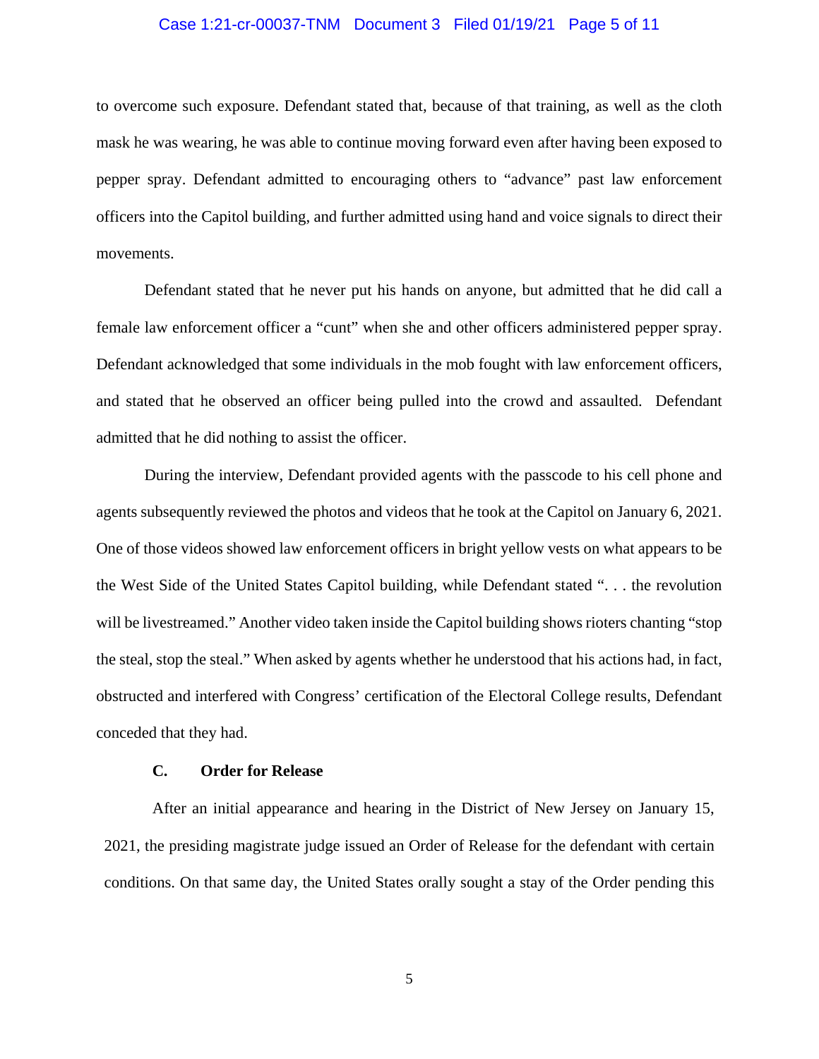to overcome such exposure. Defendant stated that, because of that training, as well as the cloth mask he was wearing, he was able to continue moving forward even after having been exposed to pepper spray. Defendant admitted to encouraging others to "advance" past law enforcement officers into the Capitol building, and further admitted using hand and voice signals to direct their movements.

Defendant stated that he never put his hands on anyone, but admitted that he did call a female law enforcement officer a "cunt" when she and other officers administered pepper spray. Defendant acknowledged that some individuals in the mob fought with law enforcement officers, and stated that he observed an officer being pulled into the crowd and assaulted. Defendant admitted that he did nothing to assist the officer.

During the interview, Defendant provided agents with the passcode to his cell phone and agents subsequently reviewed the photos and videos that he took at the Capitol on January 6, 2021. One of those videos showed law enforcement officers in bright yellow vests on what appears to be the West Side of the United States Capitol building, while Defendant stated ". . . the revolution will be livestreamed." Another video taken inside the Capitol building shows rioters chanting "stop the steal, stop the steal." When asked by agents whether he understood that his actions had, in fact, obstructed and interfered with Congress' certification of the Electoral College results, Defendant conceded that they had.

### C. Order for Release

After an initial appearance and hearing in the District of New Jersey on January 15, 2021, the presiding magistrate judge issued an Order of Release for the defendant with certain conditions. On that same day, the United States orally sought a stay of the Order pending this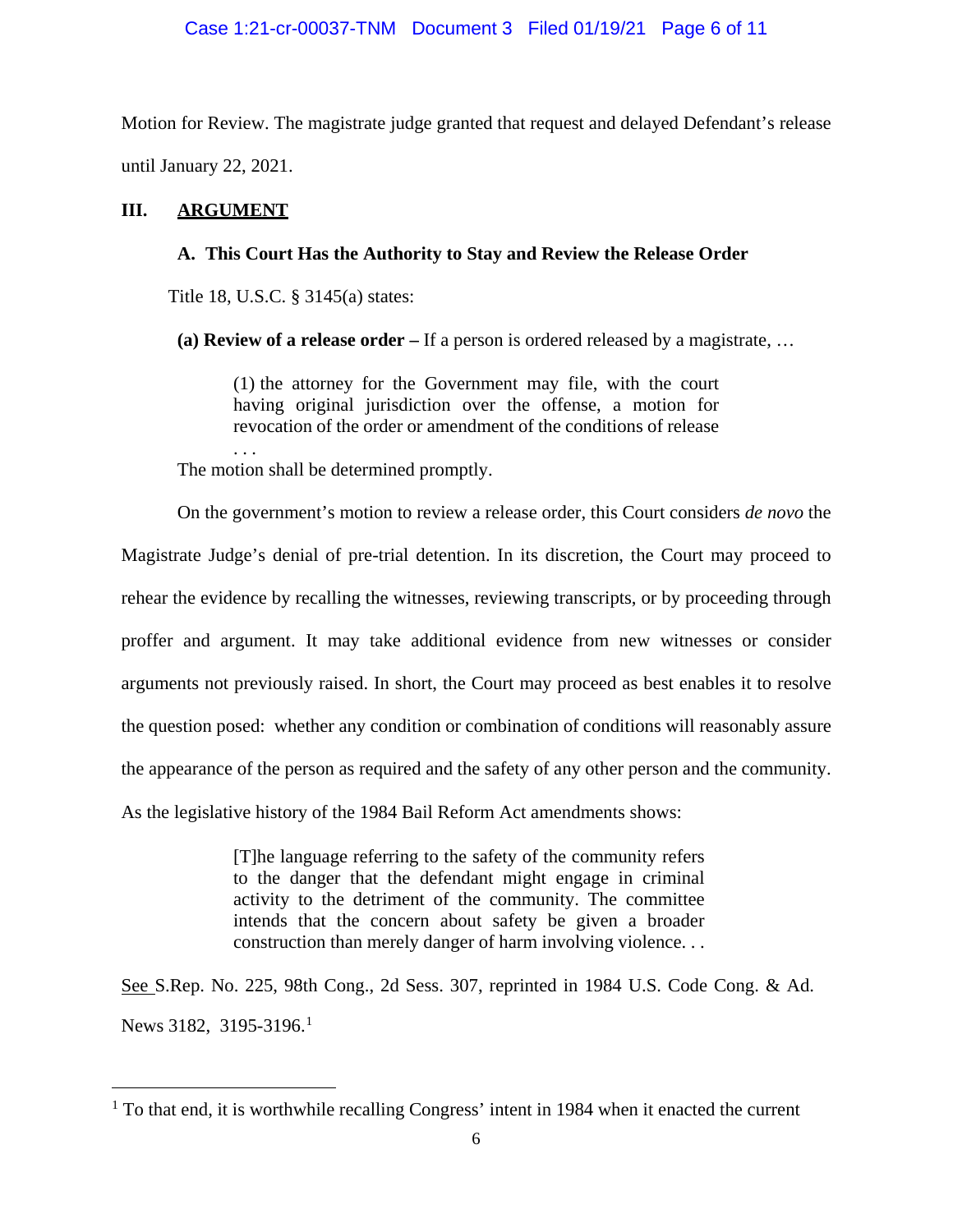Motion for Review. The magistrate judge granted that request and delayed Defendant's release until January 22, 2021.

## III. ARGUMENT

### A. This Court Has the Authority to Stay and Review the Release Order

Title 18, U.S.C. § 3145(a) states:

**(a) Review of a release order –** If a person is ordered released by a magistrate, …

> (1) the attorney for the Government may file, with the court having original jurisdiction over the offense, a motion for revocation of the order or amendment of the conditions of release . . .

The motion shall be determined promptly.

On the government's motion to review a release order, this Court considers *de novo* the Magistrate Judge's denial of pre-trial detention. In its discretion, the Court may proceed to rehear the evidence by recalling the witnesses, reviewing transcripts, or by proceeding through proffer and argument. It may take additional evidence from new witnesses or consider arguments not previously raised. In short, the Court may proceed as best enables it to resolve the question posed: whether any condition or combination of conditions will reasonably assure the appearance of the person as required and the safety of any other person and the community. As the legislative history of the 1984 Bail Reform Act amendments shows:

> [T]he language referring to the safety of the community refers to the danger that the defendant might engage in criminal activity to the detriment of the community. The committee intends that the concern about safety be given a broader construction than merely danger of harm involving violence. . .

See S.Rep. No. 225, 98th Cong., 2d Sess. 307, reprinted in 1984 U.S. Code Cong. & Ad. News 3182, 3195-3196.[1]

[1] To that end, it is worthwhile recalling Congress' intent in 1984 when it enacted the current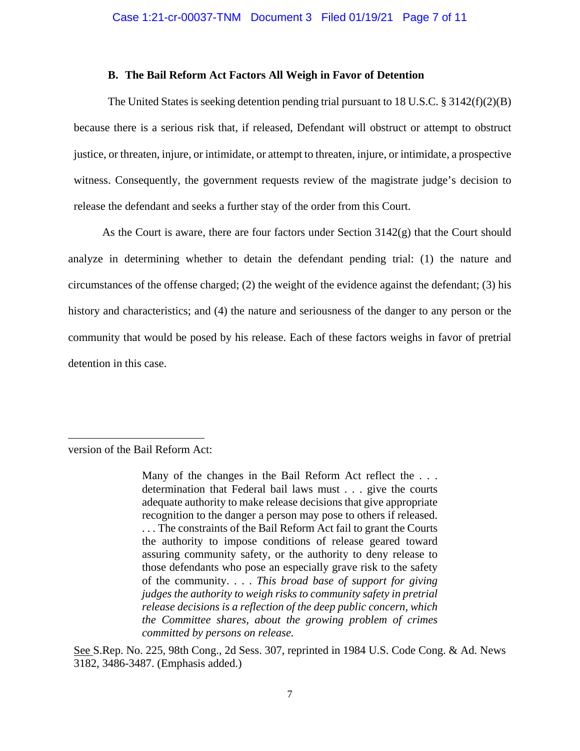### B. The Bail Reform Act Factors All Weigh in Favor of Detention

The United States is seeking detention pending trial pursuant to 18 U.S.C. § 3142(f)(2)(B) because there is a serious risk that, if released, Defendant will obstruct or attempt to obstruct justice, or threaten, injure, or intimidate, or attempt to threaten, injure, or intimidate, a prospective witness. Consequently, the government requests review of the magistrate judge's decision to release the defendant and seeks a further stay of the order from this Court.

As the Court is aware, there are four factors under Section 3142(g) that the Court should analyze in determining whether to detain the defendant pending trial: (1) the nature and circumstances of the offense charged; (2) the weight of the evidence against the defendant; (3) his history and characteristics; and (4) the nature and seriousness of the danger to any person or the community that would be posed by his release. Each of these factors weighs in favor of pretrial detention in this case.

---

version of the Bail Reform Act:

> Many of the changes in the Bail Reform Act reflect the . . . determination that Federal bail laws must . . . give the courts adequate authority to make release decisions that give appropriate recognition to the danger a person may pose to others if released. . . . The constraints of the Bail Reform Act fail to grant the Courts the authority to impose conditions of release geared toward assuring community safety, or the authority to deny release to those defendants who pose an especially grave risk to the safety of the community. . . . *This broad base of support for giving judges the authority to weigh risks to community safety in pretrial release decisions is a reflection of the deep public concern, which the Committee shares, about the growing problem of crimes committed by persons on release.*

See S.Rep. No. 225, 98th Cong., 2d Sess. 307, reprinted in 1984 U.S. Code Cong. & Ad. News 3182, 3486-3487. (Emphasis added.)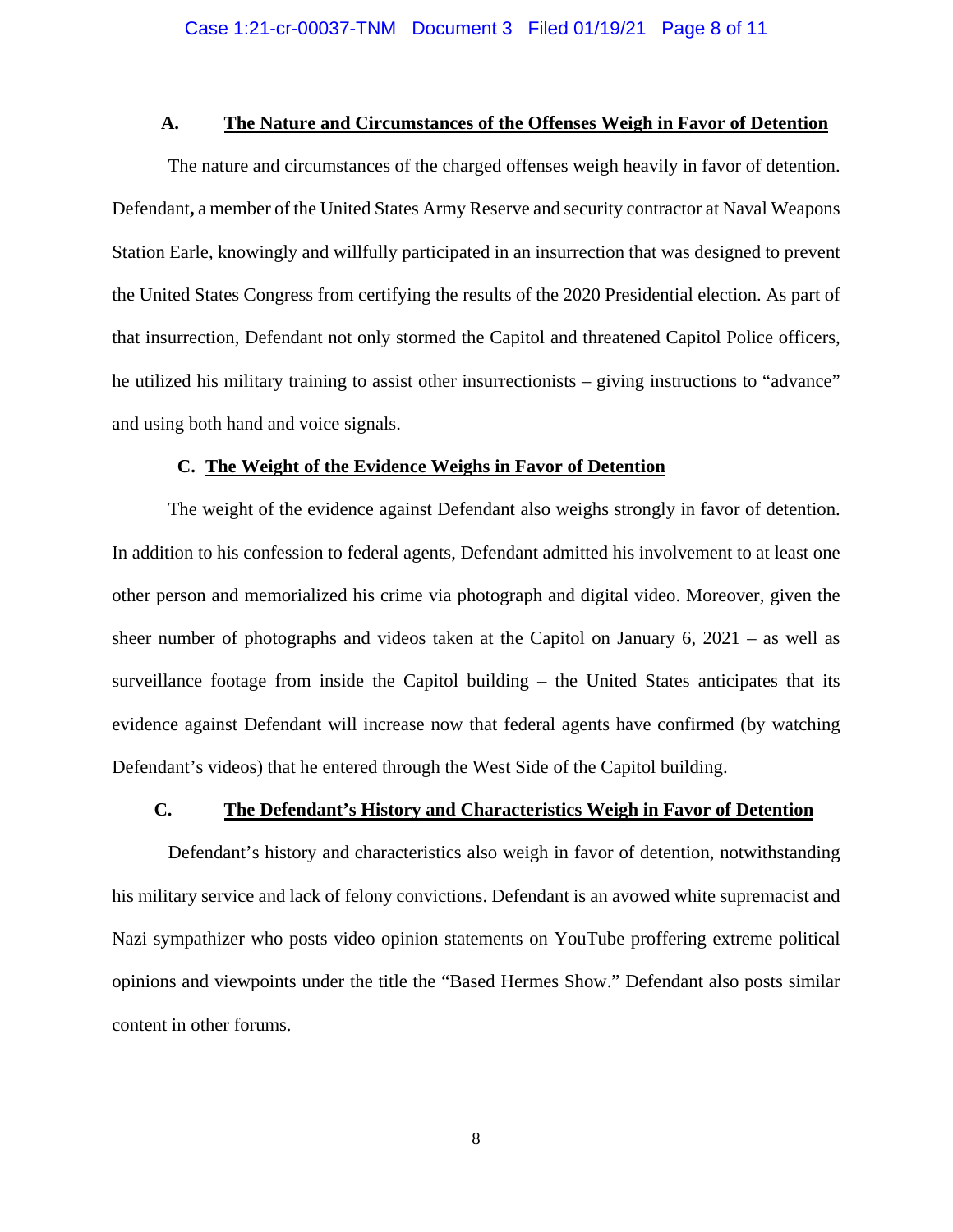### A. **The Nature and Circumstances of the Offenses Weigh in Favor of Detention**

The nature and circumstances of the charged offenses weigh heavily in favor of detention. Defendant**,** a member of the United States Army Reserve and security contractor at Naval Weapons Station Earle, knowingly and willfully participated in an insurrection that was designed to prevent the United States Congress from certifying the results of the 2020 Presidential election. As part of that insurrection, Defendant not only stormed the Capitol and threatened Capitol Police officers, he utilized his military training to assist other insurrectionists – giving instructions to "advance" and using both hand and voice signals.

### C. **The Weight of the Evidence Weighs in Favor of Detention**

The weight of the evidence against Defendant also weighs strongly in favor of detention. In addition to his confession to federal agents, Defendant admitted his involvement to at least one other person and memorialized his crime via photograph and digital video. Moreover, given the sheer number of photographs and videos taken at the Capitol on January 6, 2021 – as well as surveillance footage from inside the Capitol building – the United States anticipates that its evidence against Defendant will increase now that federal agents have confirmed (by watching Defendant's videos) that he entered through the West Side of the Capitol building.

### C. **The Defendant's History and Characteristics Weigh in Favor of Detention**

Defendant's history and characteristics also weigh in favor of detention, notwithstanding his military service and lack of felony convictions. Defendant is an avowed white supremacist and Nazi sympathizer who posts video opinion statements on YouTube proffering extreme political opinions and viewpoints under the title the "Based Hermes Show." Defendant also posts similar content in other forums.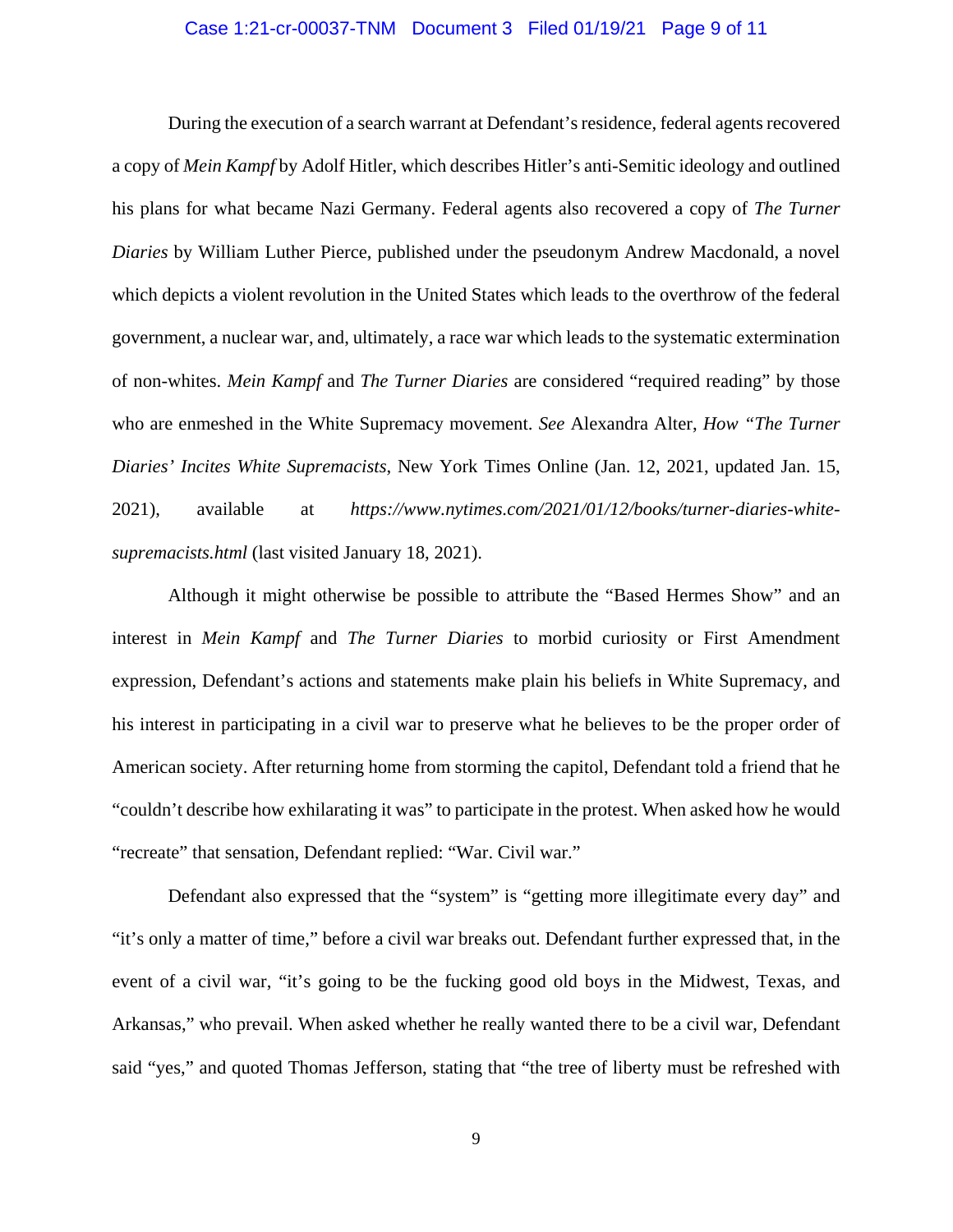During the execution of a search warrant at Defendant's residence, federal agents recovered a copy of *Mein Kampf* by Adolf Hitler, which describes Hitler's anti-Semitic ideology and outlined his plans for what became Nazi Germany. Federal agents also recovered a copy of *The Turner Diaries* by William Luther Pierce, published under the pseudonym Andrew Macdonald, a novel which depicts a violent revolution in the United States which leads to the overthrow of the federal government, a nuclear war, and, ultimately, a race war which leads to the systematic extermination of non-whites. *Mein Kampf* and *The Turner Diaries* are considered "required reading" by those who are enmeshed in the White Supremacy movement. *See* Alexandra Alter, *How "The Turner Diaries' Incites White Supremacists*, New York Times Online (Jan. 12, 2021, updated Jan. 15, 2021), available at *https://www.nytimes.com/2021/01/12/books/turner-diaries-white-supremacists.html* (last visited January 18, 2021).

Although it might otherwise be possible to attribute the "Based Hermes Show" and an interest in *Mein Kampf* and *The Turner Diaries* to morbid curiosity or First Amendment expression, Defendant's actions and statements make plain his beliefs in White Supremacy, and his interest in participating in a civil war to preserve what he believes to be the proper order of American society. After returning home from storming the capitol, Defendant told a friend that he "couldn't describe how exhilarating it was" to participate in the protest. When asked how he would "recreate" that sensation, Defendant replied: "War. Civil war."

Defendant also expressed that the "system" is "getting more illegitimate every day" and "it's only a matter of time," before a civil war breaks out. Defendant further expressed that, in the event of a civil war, "it's going to be the fucking good old boys in the Midwest, Texas, and Arkansas," who prevail. When asked whether he really wanted there to be a civil war, Defendant said "yes," and quoted Thomas Jefferson, stating that "the tree of liberty must be refreshed with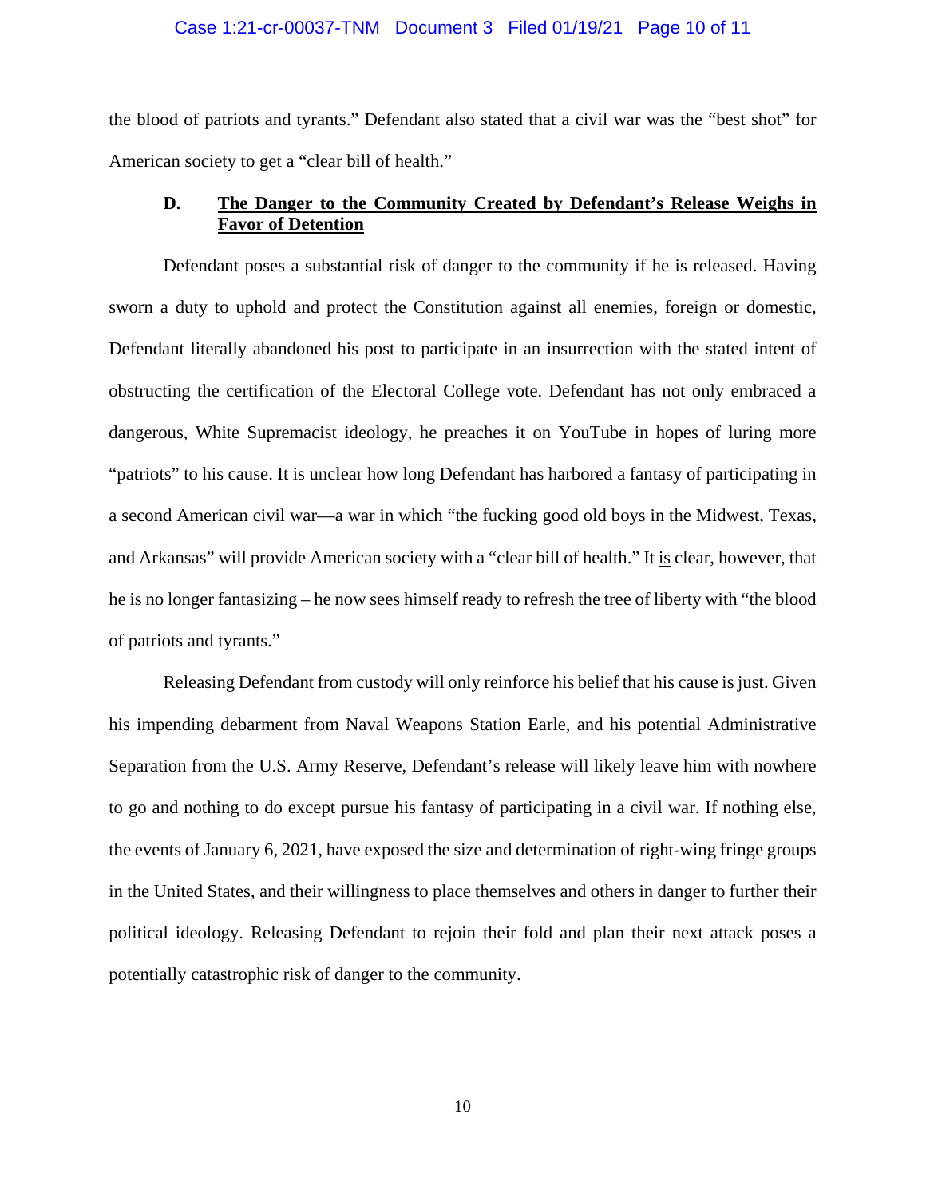the blood of patriots and tyrants." Defendant also stated that a civil war was the "best shot" for American society to get a "clear bill of health."

### D. <u>The Danger to the Community Created by Defendant's Release Weighs in Favor of Detention</u>

Defendant poses a substantial risk of danger to the community if he is released. Having sworn a duty to uphold and protect the Constitution against all enemies, foreign or domestic, Defendant literally abandoned his post to participate in an insurrection with the stated intent of obstructing the certification of the Electoral College vote. Defendant has not only embraced a dangerous, White Supremacist ideology, he preaches it on YouTube in hopes of luring more "patriots" to his cause. It is unclear how long Defendant has harbored a fantasy of participating in a second American civil war—a war in which "the fucking good old boys in the Midwest, Texas, and Arkansas" will provide American society with a "clear bill of health." It <u>is</u> clear, however, that he is no longer fantasizing – he now sees himself ready to refresh the tree of liberty with "the blood of patriots and tyrants."

Releasing Defendant from custody will only reinforce his belief that his cause is just. Given his impending debarment from Naval Weapons Station Earle, and his potential Administrative Separation from the U.S. Army Reserve, Defendant's release will likely leave him with nowhere to go and nothing to do except pursue his fantasy of participating in a civil war. If nothing else, the events of January 6, 2021, have exposed the size and determination of right-wing fringe groups in the United States, and their willingness to place themselves and others in danger to further their political ideology. Releasing Defendant to rejoin their fold and plan their next attack poses a potentially catastrophic risk of danger to the community.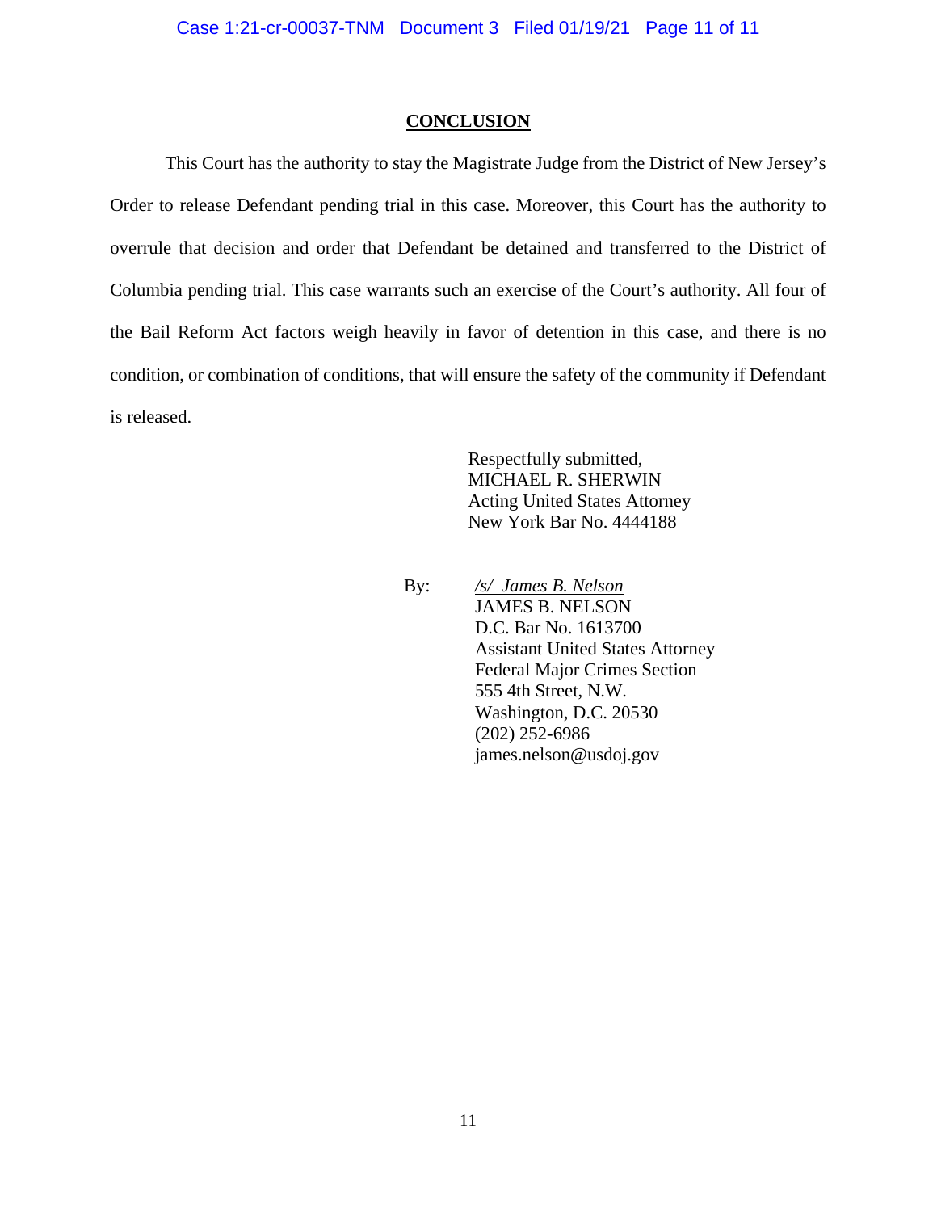## CONCLUSION

This Court has the authority to stay the Magistrate Judge from the District of New Jersey's Order to release Defendant pending trial in this case. Moreover, this Court has the authority to overrule that decision and order that Defendant be detained and transferred to the District of Columbia pending trial. This case warrants such an exercise of the Court's authority. All four of the Bail Reform Act factors weigh heavily in favor of detention in this case, and there is no condition, or combination of conditions, that will ensure the safety of the community if Defendant is released.

Respectfully submitted,
MICHAEL R. SHERWIN
Acting United States Attorney
New York Bar No. 4444188

By: */s/ James B. Nelson*
JAMES B. NELSON
D.C. Bar No. 1613700
Assistant United States Attorney
Federal Major Crimes Section
555 4th Street, N.W.
Washington, D.C. 20530
(202) 252-6986
james.nelson@usdoj.gov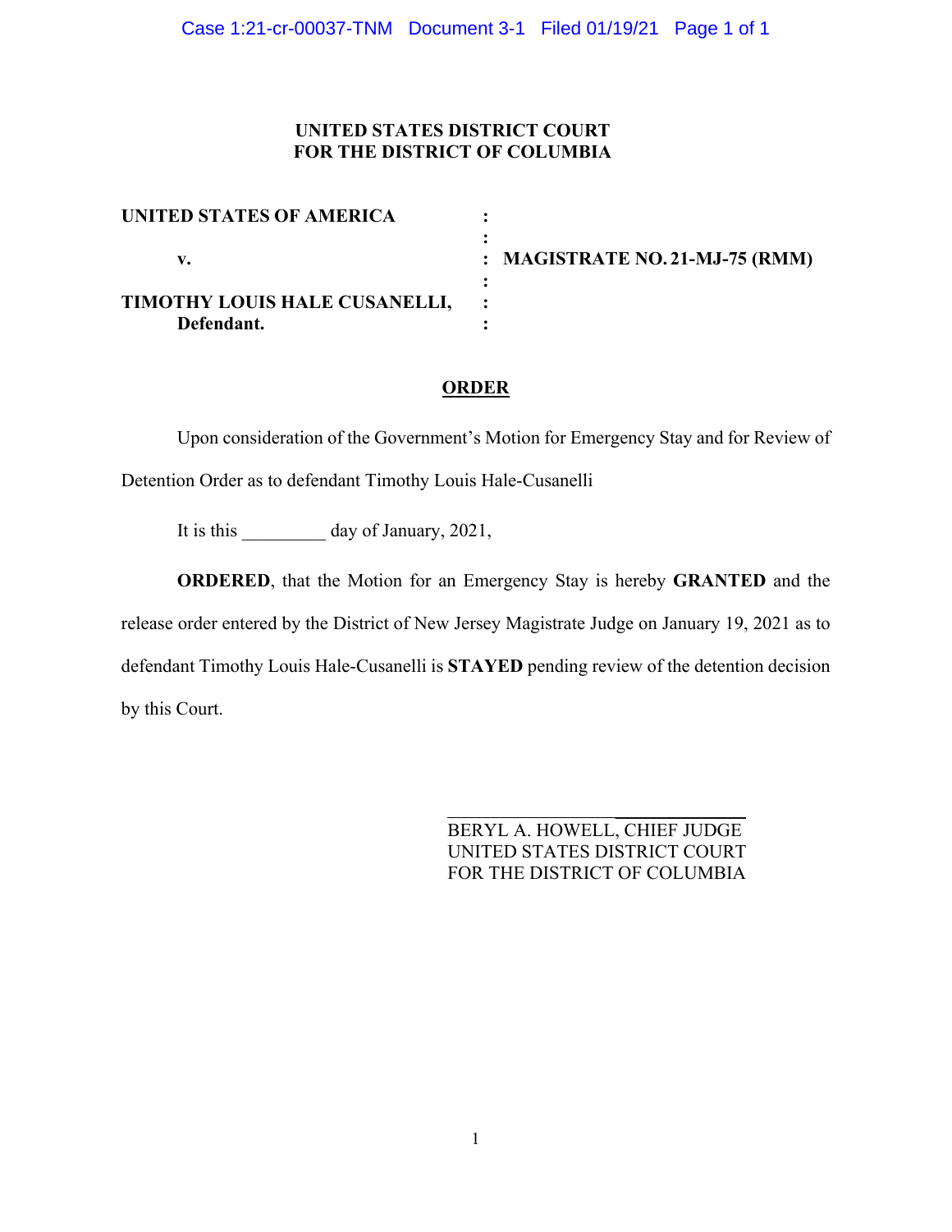**UNITED STATES DISTRICT COURT**
**FOR THE DISTRICT OF COLUMBIA**

| | | |
|---|---|---|
| **UNITED STATES OF AMERICA** | : | |
| | : | |
| **v.** | : | **MAGISTRATE NO. 21-MJ-75 (RMM)** |
| | : | |
| **TIMOTHY LOUIS HALE CUSANELLI,** | : | |
| **Defendant.** | : | |

**ORDER**

Upon consideration of the Government's Motion for Emergency Stay and for Review of Detention Order as to defendant Timothy Louis Hale-Cusanelli

It is this _________ day of January, 2021,

**ORDERED**, that the Motion for an Emergency Stay is hereby **GRANTED** and the release order entered by the District of New Jersey Magistrate Judge on January 19, 2021 as to defendant Timothy Louis Hale-Cusanelli is **STAYED** pending review of the detention decision by this Court.

_______________________________
BERYL A. HOWELL, CHIEF JUDGE
UNITED STATES DISTRICT COURT
FOR THE DISTRICT OF COLUMBIA